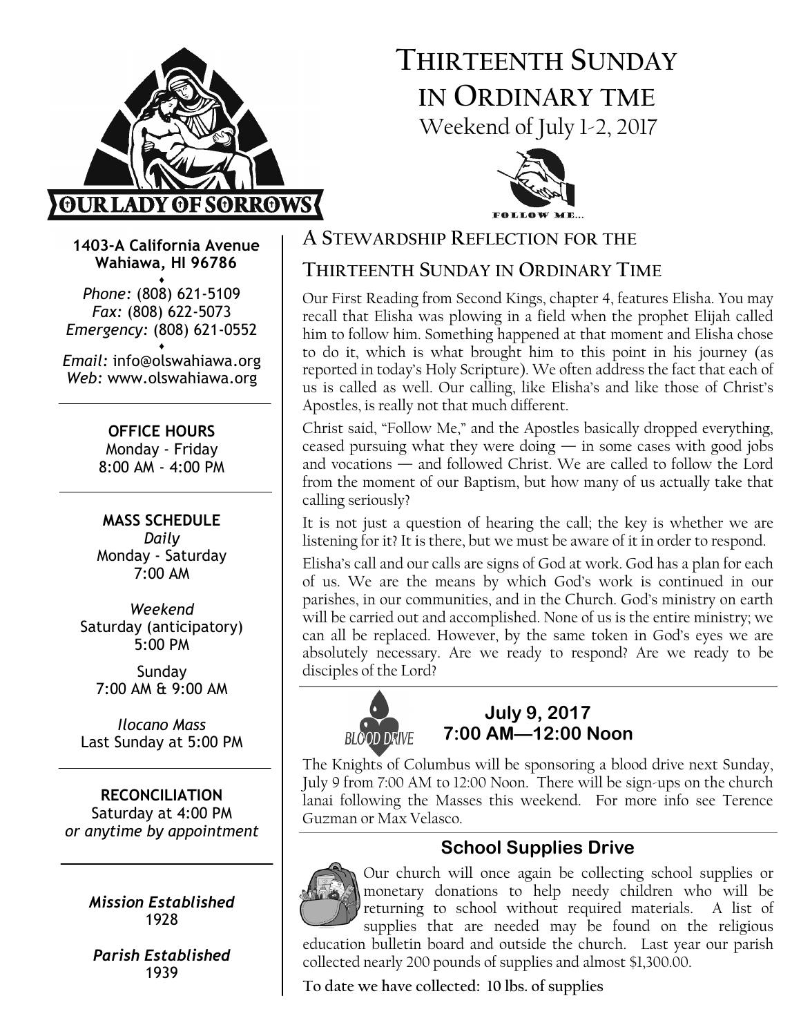# THIRTEENTH SUNDAY IN ORDINARY TME

Weekend of July 1-2, 2017

FOLLOW ME...

**OUR LADY OF SORROWS**

**1403-A California Avenue**
**Wahiawa, HI 96786**

*Phone:* (808) 621-5109
*Fax:* (808) 622-5073
*Emergency:* (808) 621-0552

*Email:* info@olswahiawa.org
*Web:* www.olswahiawa.org

**OFFICE HOURS**
Monday - Friday
8:00 AM - 4:00 PM

**MASS SCHEDULE**
*Daily*
Monday - Saturday
7:00 AM

*Weekend*
Saturday (anticipatory)
5:00 PM

Sunday
7:00 AM & 9:00 AM

*Ilocano Mass*
Last Sunday at 5:00 PM

**RECONCILIATION**
Saturday at 4:00 PM
*or anytime by appointment*

***Mission Established***
1928

***Parish Established***
1939

## A STEWARDSHIP REFLECTION FOR THE THIRTEENTH SUNDAY IN ORDINARY TIME

Our First Reading from Second Kings, chapter 4, features Elisha. You may recall that Elisha was plowing in a field when the prophet Elijah called him to follow him. Something happened at that moment and Elisha chose to do it, which is what brought him to this point in his journey (as reported in today's Holy Scripture). We often address the fact that each of us is called as well. Our calling, like Elisha's and like those of Christ's Apostles, is really not that much different.

Christ said, "Follow Me," and the Apostles basically dropped everything, ceased pursuing what they were doing — in some cases with good jobs and vocations — and followed Christ. We are called to follow the Lord from the moment of our Baptism, but how many of us actually take that calling seriously?

It is not just a question of hearing the call; the key is whether we are listening for it? It is there, but we must be aware of it in order to respond.

Elisha's call and our calls are signs of God at work. God has a plan for each of us. We are the means by which God's work is continued in our parishes, in our communities, and in the Church. God's ministry on earth will be carried out and accomplished. None of us is the entire ministry; we can all be replaced. However, by the same token in God's eyes we are absolutely necessary. Are we ready to respond? Are we ready to be disciples of the Lord?

## BLOOD DRIVE

### July 9, 2017
### 7:00 AM—12:00 Noon

The Knights of Columbus will be sponsoring a blood drive next Sunday, July 9 from 7:00 AM to 12:00 Noon. There will be sign-ups on the church lanai following the Masses this weekend. For more info see Terence Guzman or Max Velasco.

## School Supplies Drive

Our church will once again be collecting school supplies or monetary donations to help needy children who will be returning to school without required materials. A list of supplies that are needed may be found on the religious education bulletin board and outside the church. Last year our parish collected nearly 200 pounds of supplies and almost $1,300.00.

**To date we have collected: 10 lbs. of supplies**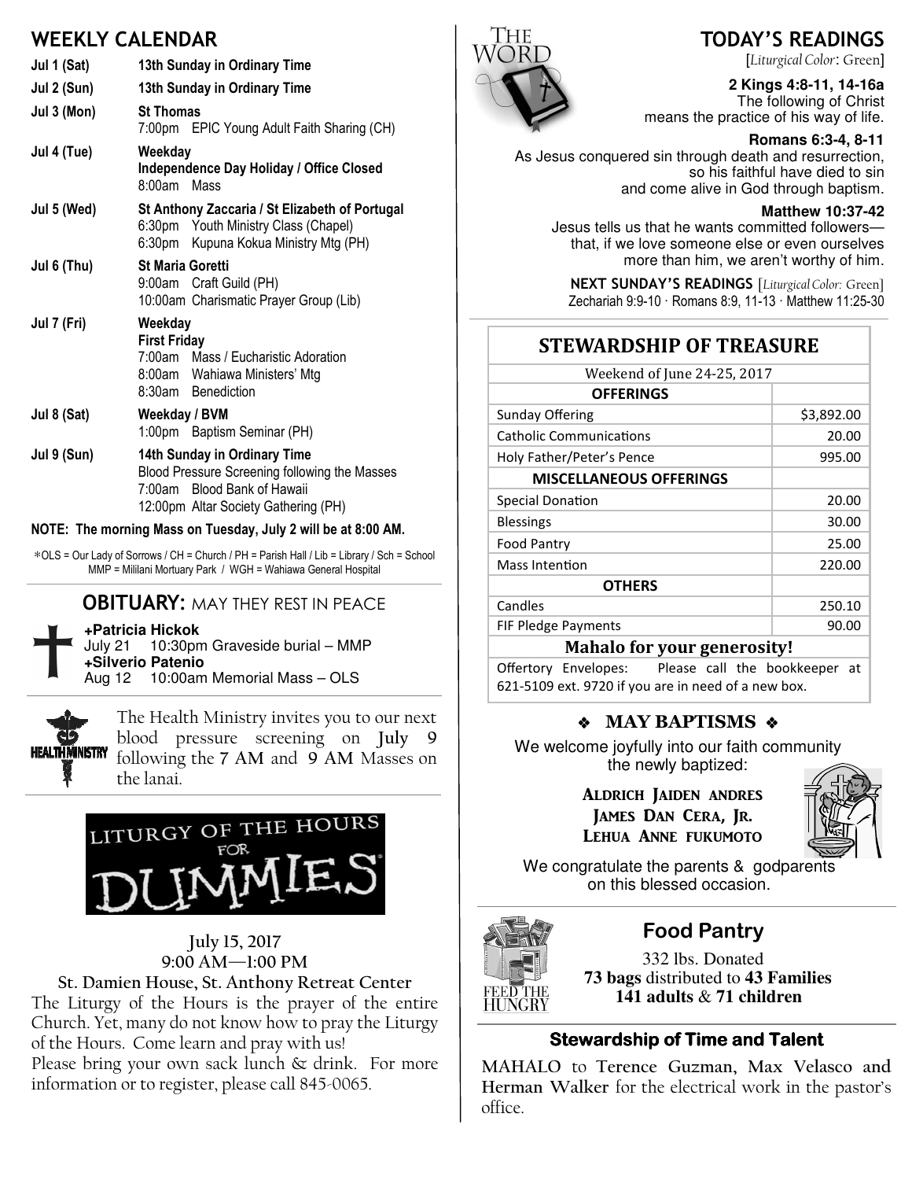## WEEKLY CALENDAR

| | |
|---|---|
| Jul 1 (Sat) | **13th Sunday in Ordinary Time** |
| Jul 2 (Sun) | **13th Sunday in Ordinary Time** |
| Jul 3 (Mon) | **St Thomas**<br>7:00pm EPIC Young Adult Faith Sharing (CH) |
| Jul 4 (Tue) | **Weekday**<br>**Independence Day Holiday / Office Closed**<br>8:00am Mass |
| Jul 5 (Wed) | **St Anthony Zaccaria / St Elizabeth of Portugal**<br>6:30pm Youth Ministry Class (Chapel)<br>6:30pm Kupuna Kokua Ministry Mtg (PH) |
| Jul 6 (Thu) | **St Maria Goretti**<br>9:00am Craft Guild (PH)<br>10:00am Charismatic Prayer Group (Lib) |
| Jul 7 (Fri) | **Weekday**<br>**First Friday**<br>7:00am Mass / Eucharistic Adoration<br>8:00am Wahiawa Ministers' Mtg<br>8:30am Benediction |
| Jul 8 (Sat) | **Weekday / BVM**<br>1:00pm Baptism Seminar (PH) |
| Jul 9 (Sun) | **14th Sunday in Ordinary Time**<br>Blood Pressure Screening following the Masses<br>7:00am Blood Bank of Hawaii<br>12:00pm Altar Society Gathering (PH) |

**NOTE: The morning Mass on Tuesday, July 2 will be at 8:00 AM.**

*OLS = Our Lady of Sorrows / CH = Church / PH = Parish Hall / Lib = Library / Sch = School
MMP = Mililani Mortuary Park / WGH = Wahiawa General Hospital

## OBITUARY: MAY THEY REST IN PEACE

**+Patricia Hickok**
July 21 10:30pm Graveside burial – MMP
**+Silverio Patenio**
Aug 12 10:00am Memorial Mass – OLS

The Health Ministry invites you to our next blood pressure screening on **July 9** following the **7 AM** and **9 AM** Masses on the lanai.

## LITURGY OF THE HOURS FOR DUMMIES

**July 15, 2017**
**9:00 AM—1:00 PM**
**St. Damien House, St. Anthony Retreat Center**

The Liturgy of the Hours is the prayer of the entire Church. Yet, many do not know how to pray the Liturgy of the Hours. Come learn and pray with us!
Please bring your own sack lunch & drink. For more information or to register, please call 845-0065.

## TODAY'S READINGS

[*Liturgical Color*: Green]

**2 Kings 4:8-11, 14-16a**
The following of Christ means the practice of his way of life.

**Romans 6:3-4, 8-11**
As Jesus conquered sin through death and resurrection, so his faithful have died to sin and come alive in God through baptism.

**Matthew 10:37-42**
Jesus tells us that he wants committed followers—that, if we love someone else or even ourselves more than him, we aren't worthy of him.

**NEXT SUNDAY'S READINGS** [*Liturgical Color:* Green]
Zechariah 9:9-10 · Romans 8:9, 11-13 · Matthew 11:25-30

## STEWARDSHIP OF TREASURE

Weekend of June 24-25, 2017

| **OFFERINGS** | |
|---|---|
| Sunday Offering | $3,892.00 |
| Catholic Communications | 20.00 |
| Holy Father/Peter's Pence | 995.00 |
| **MISCELLANEOUS OFFERINGS** | |
| Special Donation | 20.00 |
| Blessings | 30.00 |
| Food Pantry | 25.00 |
| Mass Intention | 220.00 |
| **OTHERS** | |
| Candles | 250.10 |
| FIF Pledge Payments | 90.00 |

**Mahalo for your generosity!**

Offertory Envelopes: Please call the bookkeeper at 621-5109 ext. 9720 if you are in need of a new box.

## ❖ MAY BAPTISMS ❖

We welcome joyfully into our faith community the newly baptized:

**Aldrich Jaiden Andres**
**James Dan Cera, Jr.**
**Lehua Anne Fukumoto**

We congratulate the parents & godparents on this blessed occasion.

## Food Pantry

332 lbs. Donated
**73 bags** distributed to **43 Families**
**141 adults** & **71 children**

## Stewardship of Time and Talent

**MAHALO** to **Terence Guzman, Max Velasco and Herman Walker** for the electrical work in the pastor's office.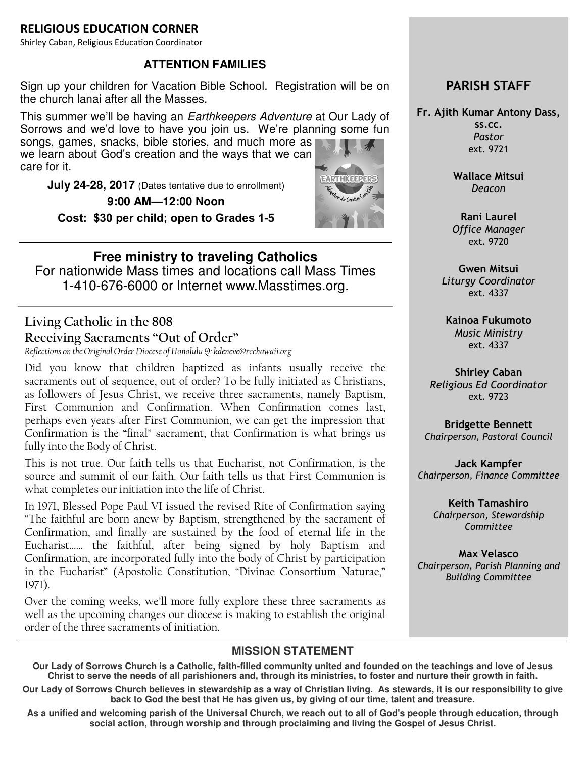## RELIGIOUS EDUCATION CORNER

Shirley Caban, Religious Education Coordinator

### ATTENTION FAMILIES

Sign up your children for Vacation Bible School. Registration will be on the church lanai after all the Masses.

This summer we'll be having an *Earthkeepers Adventure* at Our Lady of Sorrows and we'd love to have you join us. We're planning some fun songs, games, snacks, bible stories, and much more as we learn about God's creation and the ways that we can care for it.

**July 24-28, 2017** (Dates tentative due to enrollment)

**9:00 AM—12:00 Noon**

**Cost: $30 per child; open to Grades 1-5**

---

### Free ministry to traveling Catholics

For nationwide Mass times and locations call Mass Times 1-410-676-6000 or Internet www.Masstimes.org.

---

## Living Catholic in the 808
## Receiving Sacraments "Out of Order"

*Reflections on the Original Order Diocese of Honolulu Q: kdeneve@rcchawaii.org*

Did you know that children baptized as infants usually receive the sacraments out of sequence, out of order? To be fully initiated as Christians, as followers of Jesus Christ, we receive three sacraments, namely Baptism, First Communion and Confirmation. When Confirmation comes last, perhaps even years after First Communion, we can get the impression that Confirmation is the "final" sacrament, that Confirmation is what brings us fully into the Body of Christ.

This is not true. Our faith tells us that Eucharist, not Confirmation, is the source and summit of our faith. Our faith tells us that First Communion is what completes our initiation into the life of Christ.

In 1971, Blessed Pope Paul VI issued the revised Rite of Confirmation saying "The faithful are born anew by Baptism, strengthened by the sacrament of Confirmation, and finally are sustained by the food of eternal life in the Eucharist…… the faithful, after being signed by holy Baptism and Confirmation, are incorporated fully into the body of Christ by participation in the Eucharist" (Apostolic Constitution, "Divinae Consortium Naturae," 1971).

Over the coming weeks, we'll more fully explore these three sacraments as well as the upcoming changes our diocese is making to establish the original order of the three sacraments of initiation.

## PARISH STAFF

**Fr. Ajith Kumar Antony Dass, ss.cc.**
*Pastor*
ext. 9721

**Wallace Mitsui**
*Deacon*

**Rani Laurel**
*Office Manager*
ext. 9720

**Gwen Mitsui**
*Liturgy Coordinator*
ext. 4337

**Kainoa Fukumoto**
*Music Ministry*
ext. 4337

**Shirley Caban**
*Religious Ed Coordinator*
ext. 9723

**Bridgette Bennett**
*Chairperson, Pastoral Council*

**Jack Kampfer**
*Chairperson, Finance Committee*

**Keith Tamashiro**
*Chairperson, Stewardship Committee*

**Max Velasco**
*Chairperson, Parish Planning and Building Committee*

---

### MISSION STATEMENT

**Our Lady of Sorrows Church is a Catholic, faith-filled community united and founded on the teachings and love of Jesus Christ to serve the needs of all parishioners and, through its ministries, to foster and nurture their growth in faith.**

**Our Lady of Sorrows Church believes in stewardship as a way of Christian living. As stewards, it is our responsibility to give back to God the best that He has given us, by giving of our time, talent and treasure.**

**As a unified and welcoming parish of the Universal Church, we reach out to all of God's people through education, through social action, through worship and through proclaiming and living the Gospel of Jesus Christ.**